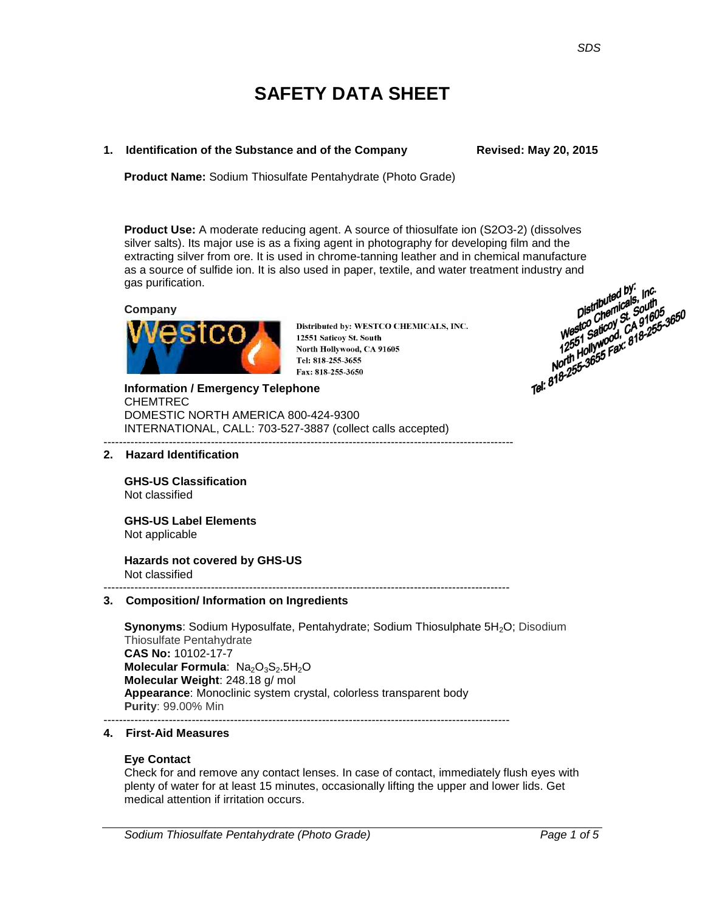# SAFETY DATA SHEET

## 1. Identification of the Substance and of the Company

**Revised: May 20, 2015**

**Product Name:** Sodium Thiosulfate Pentahydrate (Photo Grade)

**Product Use:** A moderate reducing agent. A source of thiosulfate ion (S2O3-2) (dissolves silver salts). Its major use is as a fixing agent in photography for developing film and the extracting silver from ore. It is used in chrome-tanning leather and in chemical manufacture as a source of sulfide ion. It is also used in paper, textile, and water treatment industry and gas purification.

**Company**

Distributed by: WESTCO CHEMICALS, INC.
12551 Saticoy St. South
North Hollywood, CA 91605
Tel: 818-255-3655
Fax: 818-255-3650

Distributed by: Westco Chemicals, Inc.
12551 Saticoy St. South
North Hollywood, CA 91605
Tel: 818-255-3655 Fax: 818-255-3650

**Information / Emergency Telephone**
CHEMTREC
DOMESTIC NORTH AMERICA 800-424-9300
INTERNATIONAL, CALL: 703-527-3887 (collect calls accepted)

---

## 2. Hazard Identification

**GHS-US Classification**
Not classified

**GHS-US Label Elements**
Not applicable

**Hazards not covered by GHS-US**
Not classified

---

## 3. Composition/ Information on Ingredients

**Synonyms**: Sodium Hyposulfate, Pentahydrate; Sodium Thiosulphate 5$H_2O$; Disodium Thiosulfate Pentahydrate
**CAS No:** 10102-17-7
**Molecular Formula**: $Na_2O_3S_2.5H_2O$
**Molecular Weight**: 248.18 g/ mol
**Appearance**: Monoclinic system crystal, colorless transparent body
**Purity**: 99.00% Min

---

## 4. First-Aid Measures

**Eye Contact**
Check for and remove any contact lenses. In case of contact, immediately flush eyes with plenty of water for at least 15 minutes, occasionally lifting the upper and lower lids. Get medical attention if irritation occurs.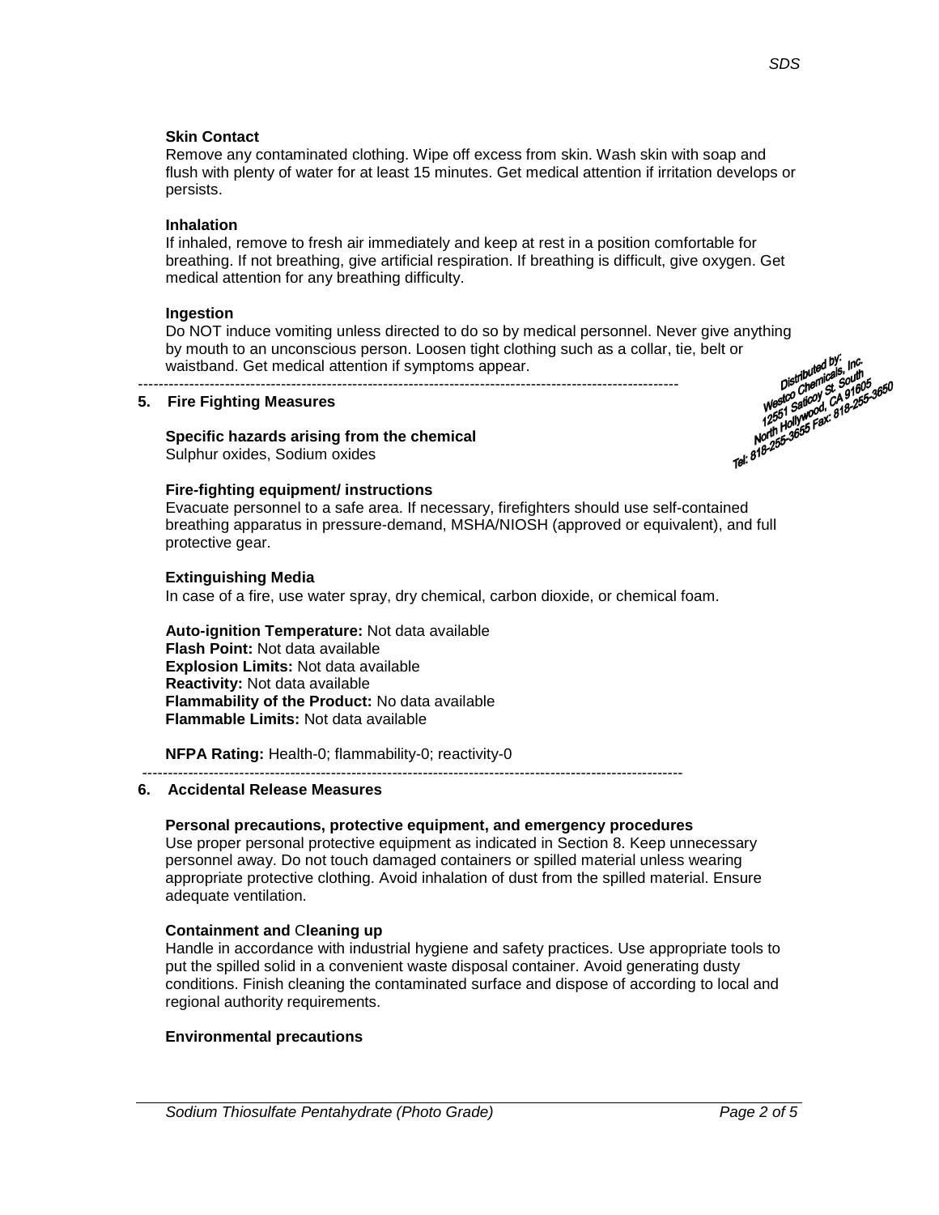### Skin Contact

Remove any contaminated clothing. Wipe off excess from skin. Wash skin with soap and flush with plenty of water for at least 15 minutes. Get medical attention if irritation develops or persists.

### Inhalation

If inhaled, remove to fresh air immediately and keep at rest in a position comfortable for breathing. If not breathing, give artificial respiration. If breathing is difficult, give oxygen. Get medical attention for any breathing difficulty.

### Ingestion

Do NOT induce vomiting unless directed to do so by medical personnel. Never give anything by mouth to an unconscious person. Loosen tight clothing such as a collar, tie, belt or waistband. Get medical attention if symptoms appear.

Distributed by: Westco Chemicals, Inc. 12551 Saticoy St. South North Hollywood, CA 91605 Tel: 818-255-3655 Fax: 818-255-3650

---

## 5. Fire Fighting Measures

### Specific hazards arising from the chemical

Sulphur oxides, Sodium oxides

### Fire-fighting equipment/ instructions

Evacuate personnel to a safe area. If necessary, firefighters should use self-contained breathing apparatus in pressure-demand, MSHA/NIOSH (approved or equivalent), and full protective gear.

### Extinguishing Media

In case of a fire, use water spray, dry chemical, carbon dioxide, or chemical foam.

**Auto-ignition Temperature:** Not data available
**Flash Point:** Not data available
**Explosion Limits:** Not data available
**Reactivity:** Not data available
**Flammability of the Product:** No data available
**Flammable Limits:** Not data available

**NFPA Rating:** Health-0; flammability-0; reactivity-0

---

## 6. Accidental Release Measures

### Personal precautions, protective equipment, and emergency procedures

Use proper personal protective equipment as indicated in Section 8. Keep unnecessary personnel away. Do not touch damaged containers or spilled material unless wearing appropriate protective clothing. Avoid inhalation of dust from the spilled material. Ensure adequate ventilation.

### Containment and Cleaning up

Handle in accordance with industrial hygiene and safety practices. Use appropriate tools to put the spilled solid in a convenient waste disposal container. Avoid generating dusty conditions. Finish cleaning the contaminated surface and dispose of according to local and regional authority requirements.

### Environmental precautions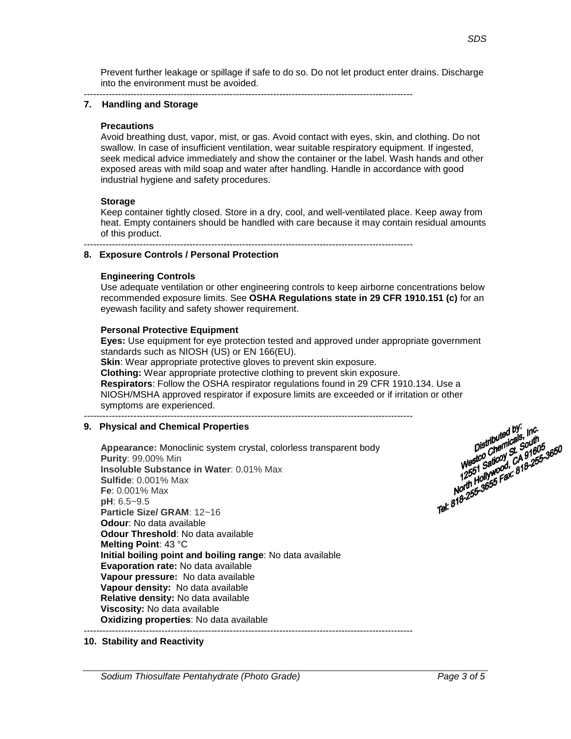Prevent further leakage or spillage if safe to do so. Do not let product enter drains. Discharge into the environment must be avoided.

---

## 7. Handling and Storage

### Precautions

Avoid breathing dust, vapor, mist, or gas. Avoid contact with eyes, skin, and clothing. Do not swallow. In case of insufficient ventilation, wear suitable respiratory equipment. If ingested, seek medical advice immediately and show the container or the label. Wash hands and other exposed areas with mild soap and water after handling. Handle in accordance with good industrial hygiene and safety procedures.

### Storage

Keep container tightly closed. Store in a dry, cool, and well-ventilated place. Keep away from heat. Empty containers should be handled with care because it may contain residual amounts of this product.

---

## 8. Exposure Controls / Personal Protection

### Engineering Controls

Use adequate ventilation or other engineering controls to keep airborne concentrations below recommended exposure limits. See **OSHA Regulations state in 29 CFR 1910.151 (c)** for an eyewash facility and safety shower requirement.

### Personal Protective Equipment

**Eyes:** Use equipment for eye protection tested and approved under appropriate government standards such as NIOSH (US) or EN 166(EU).
**Skin**: Wear appropriate protective gloves to prevent skin exposure.
**Clothing:** Wear appropriate protective clothing to prevent skin exposure.
**Respirators**: Follow the OSHA respirator regulations found in 29 CFR 1910.134. Use a NIOSH/MSHA approved respirator if exposure limits are exceeded or if irritation or other symptoms are experienced.

---

## 9. Physical and Chemical Properties

**Appearance:** Monoclinic system crystal, colorless transparent body
**Purity**: 99.00% Min
**Insoluble Substance in Water**: 0.01% Max
**Sulfide**: 0.001% Max
**Fe**: 0.001% Max
**pH**: 6.5~9.5
**Particle Size/ GRAM**: 12~16
**Odour**: No data available
**Odour Threshold**: No data available
**Melting Point**: 43 °C
**Initial boiling point and boiling range**: No data available
**Evaporation rate:** No data available
**Vapour pressure:** No data available
**Vapour density:** No data available
**Relative density:** No data available
**Viscosity:** No data available
**Oxidizing properties**: No data available

Distributed by:
Westco Chemicals, Inc.
12551 Saticoy St. South
North Hollywood, CA 91605
Tel: 818-255-3655 Fax: 818-255-3650

---

## 10. Stability and Reactivity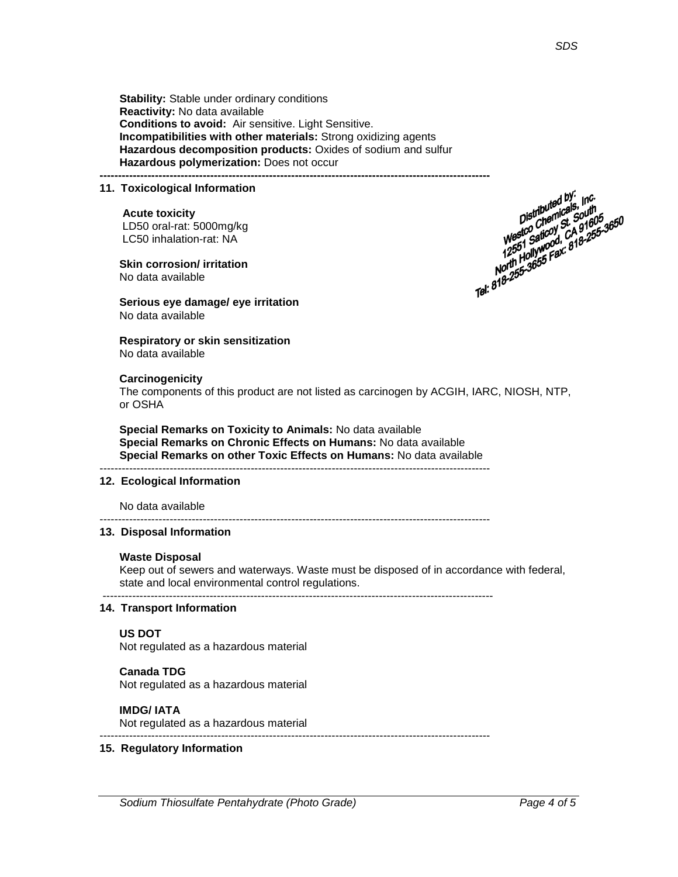**Stability:** Stable under ordinary conditions
**Reactivity:** No data available
**Conditions to avoid:** Air sensitive. Light Sensitive.
**Incompatibilities with other materials:** Strong oxidizing agents
**Hazardous decomposition products:** Oxides of sodium and sulfur
**Hazardous polymerization:** Does not occur

---

## 11. Toxicological Information

Distributed by:
Westco Chemicals, Inc.
12551 Saticoy St. South
North Hollywood, CA 91605
Tel: 818-255-3655 Fax: 818-255-3650

**Acute toxicity**
LD50 oral-rat: 5000mg/kg
LC50 inhalation-rat: NA

**Skin corrosion/ irritation**
No data available

**Serious eye damage/ eye irritation**
No data available

**Respiratory or skin sensitization**
No data available

**Carcinogenicity**
The components of this product are not listed as carcinogen by ACGIH, IARC, NIOSH, NTP, or OSHA

**Special Remarks on Toxicity to Animals:** No data available
**Special Remarks on Chronic Effects on Humans:** No data available
**Special Remarks on other Toxic Effects on Humans:** No data available

---

## 12. Ecological Information

No data available

---

## 13. Disposal Information

**Waste Disposal**
Keep out of sewers and waterways. Waste must be disposed of in accordance with federal, state and local environmental control regulations.

---

## 14. Transport Information

**US DOT**
Not regulated as a hazardous material

**Canada TDG**
Not regulated as a hazardous material

**IMDG/ IATA**
Not regulated as a hazardous material

---

## 15. Regulatory Information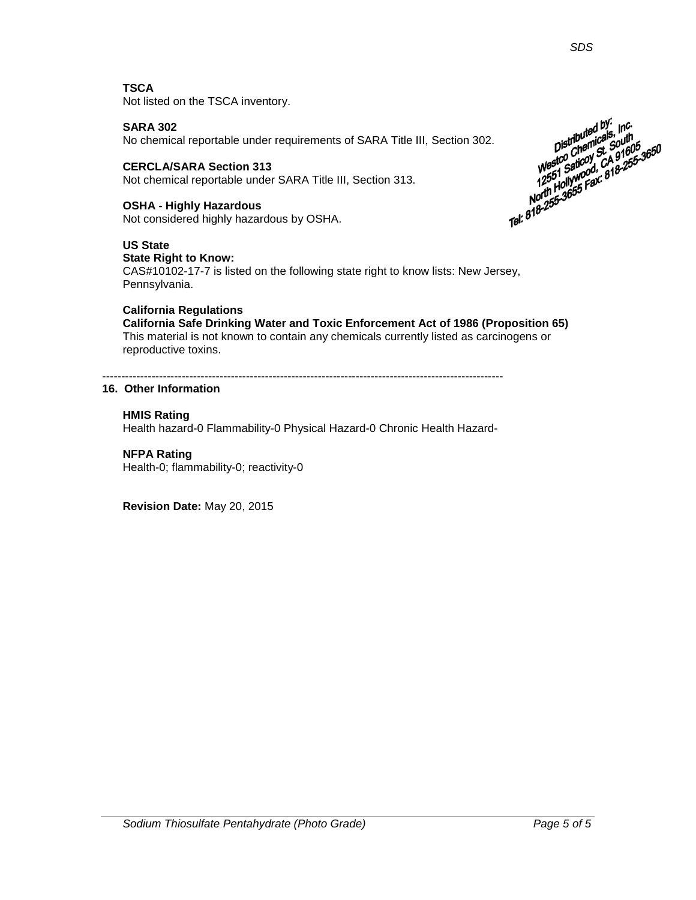**TSCA**
Not listed on the TSCA inventory.

**SARA 302**
No chemical reportable under requirements of SARA Title III, Section 302.

**CERCLA/SARA Section 313**
Not chemical reportable under SARA Title III, Section 313.

**OSHA - Highly Hazardous**
Not considered highly hazardous by OSHA.

Distributed by:
Westco Chemicals, Inc.
12551 Saticoy St. South
North Hollywood, CA 91605
Tel: 818-255-3655 Fax: 818-255-3650

**US State**
**State Right to Know:**
CAS#10102-17-7 is listed on the following state right to know lists: New Jersey, Pennsylvania.

**California Regulations**
**California Safe Drinking Water and Toxic Enforcement Act of 1986 (Proposition 65)**
This material is not known to contain any chemicals currently listed as carcinogens or reproductive toxins.

---

## 16. Other Information

**HMIS Rating**
Health hazard-0 Flammability-0 Physical Hazard-0 Chronic Health Hazard-

**NFPA Rating**
Health-0; flammability-0; reactivity-0

**Revision Date:** May 20, 2015